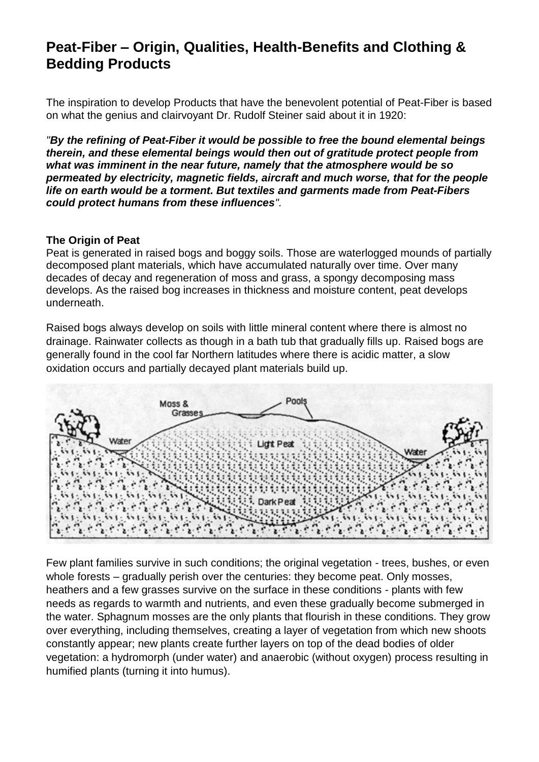# Peat-Fiber – Origin, Qualities, Health-Benefits and Clothing & Bedding Products

The inspiration to develop Products that have the benevolent potential of Peat-Fiber is based on what the genius and clairvoyant Dr. Rudolf Steiner said about it in 1920:

*"**By the refining of Peat-Fiber it would be possible to free the bound elemental beings therein, and these elemental beings would then out of gratitude protect people from what was imminent in the near future, namely that the atmosphere would be so permeated by electricity, magnetic fields, aircraft and much worse, that for the people life on earth would be a torment. But textiles and garments made from Peat-Fibers could protect humans from these influences**".*

**The Origin of Peat**

Peat is generated in raised bogs and boggy soils. Those are waterlogged mounds of partially decomposed plant materials, which have accumulated naturally over time. Over many decades of decay and regeneration of moss and grass, a spongy decomposing mass develops. As the raised bog increases in thickness and moisture content, peat develops underneath.

Raised bogs always develop on soils with little mineral content where there is almost no drainage. Rainwater collects as though in a bath tub that gradually fills up. Raised bogs are generally found in the cool far Northern latitudes where there is acidic matter, a slow oxidation occurs and partially decayed plant materials build up.

Few plant families survive in such conditions; the original vegetation - trees, bushes, or even whole forests – gradually perish over the centuries: they become peat. Only mosses, heathers and a few grasses survive on the surface in these conditions - plants with few needs as regards to warmth and nutrients, and even these gradually become submerged in the water. Sphagnum mosses are the only plants that flourish in these conditions. They grow over everything, including themselves, creating a layer of vegetation from which new shoots constantly appear; new plants create further layers on top of the dead bodies of older vegetation: a hydromorph (under water) and anaerobic (without oxygen) process resulting in humified plants (turning it into humus).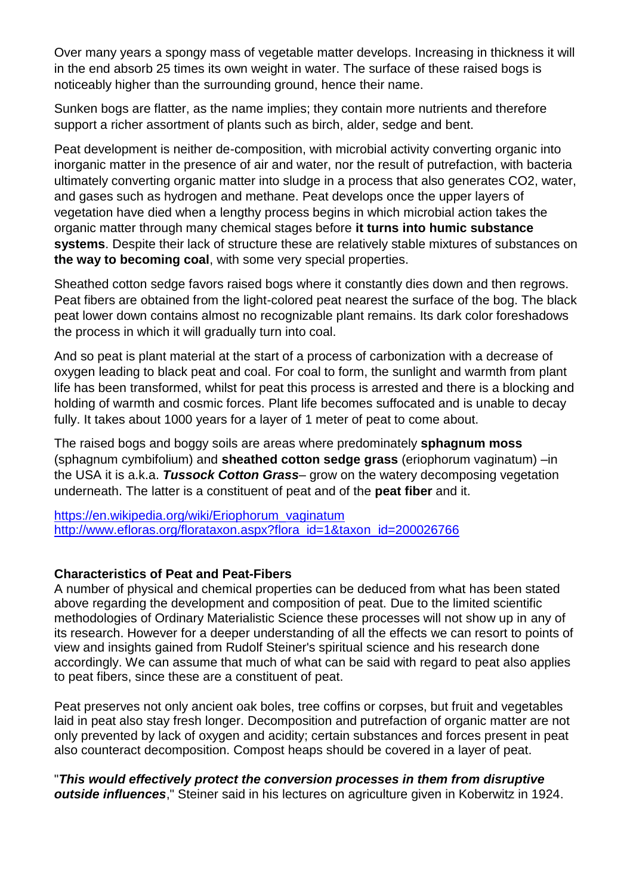Over many years a spongy mass of vegetable matter develops. Increasing in thickness it will in the end absorb 25 times its own weight in water. The surface of these raised bogs is noticeably higher than the surrounding ground, hence their name.

Sunken bogs are flatter, as the name implies; they contain more nutrients and therefore support a richer assortment of plants such as birch, alder, sedge and bent.

Peat development is neither de-composition, with microbial activity converting organic into inorganic matter in the presence of air and water, nor the result of putrefaction, with bacteria ultimately converting organic matter into sludge in a process that also generates CO2, water, and gases such as hydrogen and methane. Peat develops once the upper layers of vegetation have died when a lengthy process begins in which microbial action takes the organic matter through many chemical stages before **it turns into humic substance systems**. Despite their lack of structure these are relatively stable mixtures of substances on **the way to becoming coal**, with some very special properties.

Sheathed cotton sedge favors raised bogs where it constantly dies down and then regrows. Peat fibers are obtained from the light-colored peat nearest the surface of the bog. The black peat lower down contains almost no recognizable plant remains. Its dark color foreshadows the process in which it will gradually turn into coal.

And so peat is plant material at the start of a process of carbonization with a decrease of oxygen leading to black peat and coal. For coal to form, the sunlight and warmth from plant life has been transformed, whilst for peat this process is arrested and there is a blocking and holding of warmth and cosmic forces. Plant life becomes suffocated and is unable to decay fully. It takes about 1000 years for a layer of 1 meter of peat to come about.

The raised bogs and boggy soils are areas where predominately **sphagnum moss** (sphagnum cymbifolium) and **sheathed cotton sedge grass** (eriophorum vaginatum) –in the USA it is a.k.a. ***Tussock Cotton Grass***– grow on the watery decomposing vegetation underneath. The latter is a constituent of peat and of the **peat fiber** and it.

https://en.wikipedia.org/wiki/Eriophorum_vaginatum
http://www.efloras.org/florataxon.aspx?flora_id=1&taxon_id=200026766

**Characteristics of Peat and Peat-Fibers**

A number of physical and chemical properties can be deduced from what has been stated above regarding the development and composition of peat. Due to the limited scientific methodologies of Ordinary Materialistic Science these processes will not show up in any of its research. However for a deeper understanding of all the effects we can resort to points of view and insights gained from Rudolf Steiner's spiritual science and his research done accordingly. We can assume that much of what can be said with regard to peat also applies to peat fibers, since these are a constituent of peat.

Peat preserves not only ancient oak boles, tree coffins or corpses, but fruit and vegetables laid in peat also stay fresh longer. Decomposition and putrefaction of organic matter are not only prevented by lack of oxygen and acidity; certain substances and forces present in peat also counteract decomposition. Compost heaps should be covered in a layer of peat.

"***This would effectively protect the conversion processes in them from disruptive outside influences***," Steiner said in his lectures on agriculture given in Koberwitz in 1924.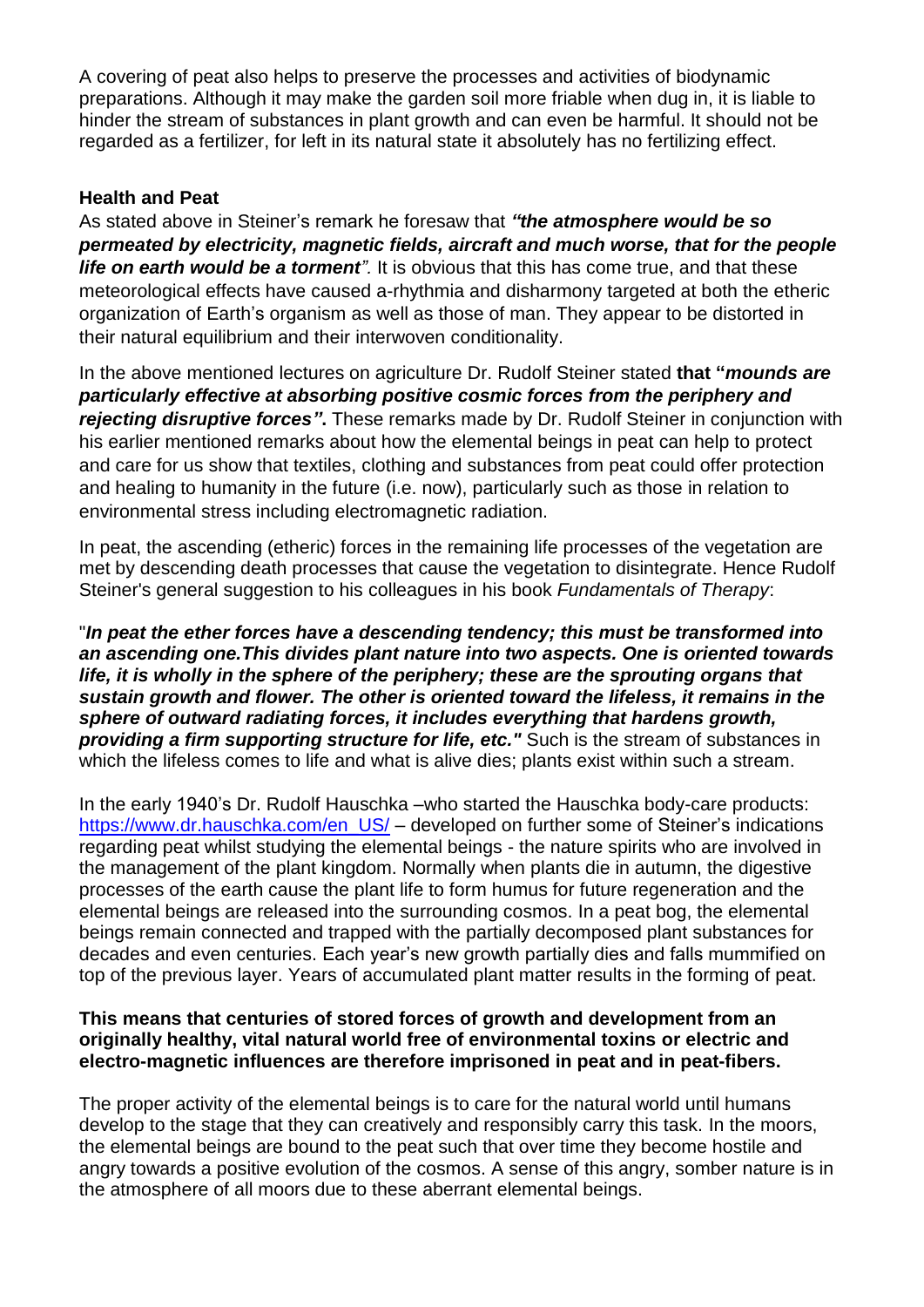A covering of peat also helps to preserve the processes and activities of biodynamic preparations. Although it may make the garden soil more friable when dug in, it is liable to hinder the stream of substances in plant growth and can even be harmful. It should not be regarded as a fertilizer, for left in its natural state it absolutely has no fertilizing effect.

**Health and Peat**

As stated above in Steiner's remark he foresaw that ***"the atmosphere would be so permeated by electricity, magnetic fields, aircraft and much worse, that for the people life on earth would be a torment"***. It is obvious that this has come true, and that these meteorological effects have caused a-rhythmia and disharmony targeted at both the etheric organization of Earth's organism as well as those of man. They appear to be distorted in their natural equilibrium and their interwoven conditionality.

In the above mentioned lectures on agriculture Dr. Rudolf Steiner stated **that "*mounds are particularly effective at absorbing positive cosmic forces from the periphery and rejecting disruptive forces*".** These remarks made by Dr. Rudolf Steiner in conjunction with his earlier mentioned remarks about how the elemental beings in peat can help to protect and care for us show that textiles, clothing and substances from peat could offer protection and healing to humanity in the future (i.e. now), particularly such as those in relation to environmental stress including electromagnetic radiation.

In peat, the ascending (etheric) forces in the remaining life processes of the vegetation are met by descending death processes that cause the vegetation to disintegrate. Hence Rudolf Steiner's general suggestion to his colleagues in his book *Fundamentals of Therapy*:

"***In peat the ether forces have a descending tendency; this must be transformed into an ascending one.This divides plant nature into two aspects. One is oriented towards life, it is wholly in the sphere of the periphery; these are the sprouting organs that sustain growth and flower. The other is oriented toward the lifeless, it remains in the sphere of outward radiating forces, it includes everything that hardens growth, providing a firm supporting structure for life, etc."*** Such is the stream of substances in which the lifeless comes to life and what is alive dies; plants exist within such a stream.

In the early 1940's Dr. Rudolf Hauschka –who started the Hauschka body-care products: https://www.dr.hauschka.com/en_US/ – developed on further some of Steiner's indications regarding peat whilst studying the elemental beings - the nature spirits who are involved in the management of the plant kingdom. Normally when plants die in autumn, the digestive processes of the earth cause the plant life to form humus for future regeneration and the elemental beings are released into the surrounding cosmos. In a peat bog, the elemental beings remain connected and trapped with the partially decomposed plant substances for decades and even centuries. Each year's new growth partially dies and falls mummified on top of the previous layer. Years of accumulated plant matter results in the forming of peat.

**This means that centuries of stored forces of growth and development from an originally healthy, vital natural world free of environmental toxins or electric and electro-magnetic influences are therefore imprisoned in peat and in peat-fibers.**

The proper activity of the elemental beings is to care for the natural world until humans develop to the stage that they can creatively and responsibly carry this task. In the moors, the elemental beings are bound to the peat such that over time they become hostile and angry towards a positive evolution of the cosmos. A sense of this angry, somber nature is in the atmosphere of all moors due to these aberrant elemental beings.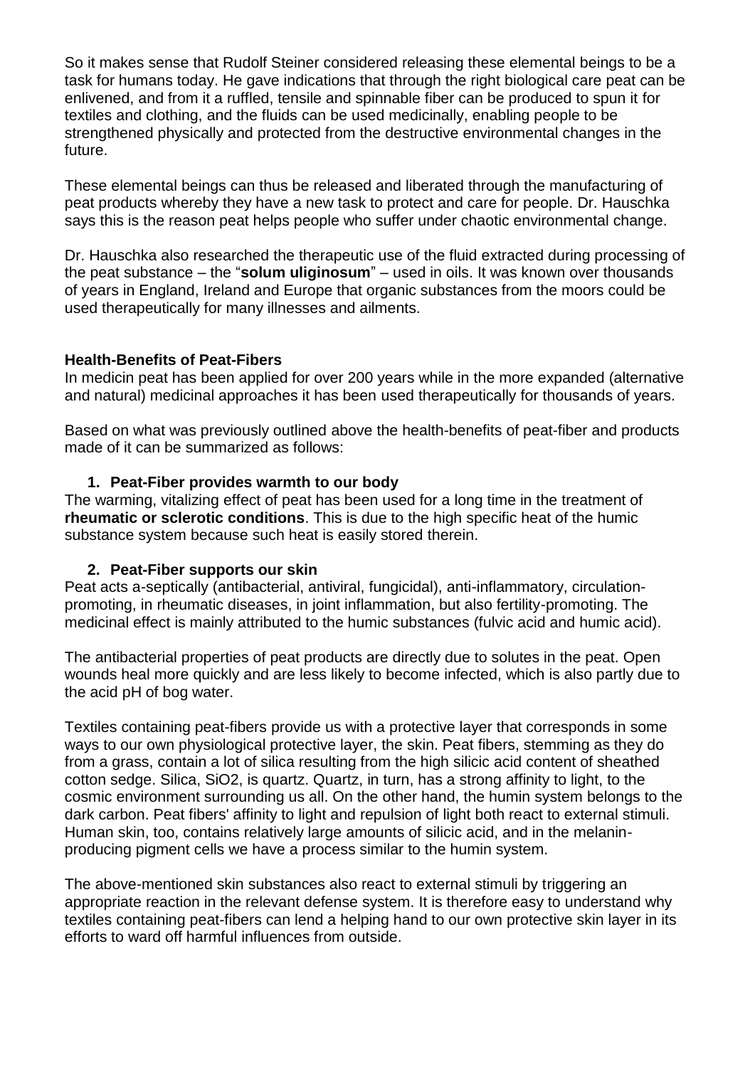So it makes sense that Rudolf Steiner considered releasing these elemental beings to be a task for humans today. He gave indications that through the right biological care peat can be enlivened, and from it a ruffled, tensile and spinnable fiber can be produced to spun it for textiles and clothing, and the fluids can be used medicinally, enabling people to be strengthened physically and protected from the destructive environmental changes in the future.

These elemental beings can thus be released and liberated through the manufacturing of peat products whereby they have a new task to protect and care for people. Dr. Hauschka says this is the reason peat helps people who suffer under chaotic environmental change.

Dr. Hauschka also researched the therapeutic use of the fluid extracted during processing of the peat substance – the "**solum uliginosum**" – used in oils. It was known over thousands of years in England, Ireland and Europe that organic substances from the moors could be used therapeutically for many illnesses and ailments.

**Health-Benefits of Peat-Fibers**

In medicin peat has been applied for over 200 years while in the more expanded (alternative and natural) medicinal approaches it has been used therapeutically for thousands of years.

Based on what was previously outlined above the health-benefits of peat-fiber and products made of it can be summarized as follows:

1. **Peat-Fiber provides warmth to our body**

The warming, vitalizing effect of peat has been used for a long time in the treatment of **rheumatic or sclerotic conditions**. This is due to the high specific heat of the humic substance system because such heat is easily stored therein.

2. **Peat-Fiber supports our skin**

Peat acts a-septically (antibacterial, antiviral, fungicidal), anti-inflammatory, circulation-promoting, in rheumatic diseases, in joint inflammation, but also fertility-promoting. The medicinal effect is mainly attributed to the humic substances (fulvic acid and humic acid).

The antibacterial properties of peat products are directly due to solutes in the peat. Open wounds heal more quickly and are less likely to become infected, which is also partly due to the acid pH of bog water.

Textiles containing peat-fibers provide us with a protective layer that corresponds in some ways to our own physiological protective layer, the skin. Peat fibers, stemming as they do from a grass, contain a lot of silica resulting from the high silicic acid content of sheathed cotton sedge. Silica, $SiO_2$, is quartz. Quartz, in turn, has a strong affinity to light, to the cosmic environment surrounding us all. On the other hand, the humin system belongs to the dark carbon. Peat fibers' affinity to light and repulsion of light both react to external stimuli. Human skin, too, contains relatively large amounts of silicic acid, and in the melanin-producing pigment cells we have a process similar to the humin system.

The above-mentioned skin substances also react to external stimuli by triggering an appropriate reaction in the relevant defense system. It is therefore easy to understand why textiles containing peat-fibers can lend a helping hand to our own protective skin layer in its efforts to ward off harmful influences from outside.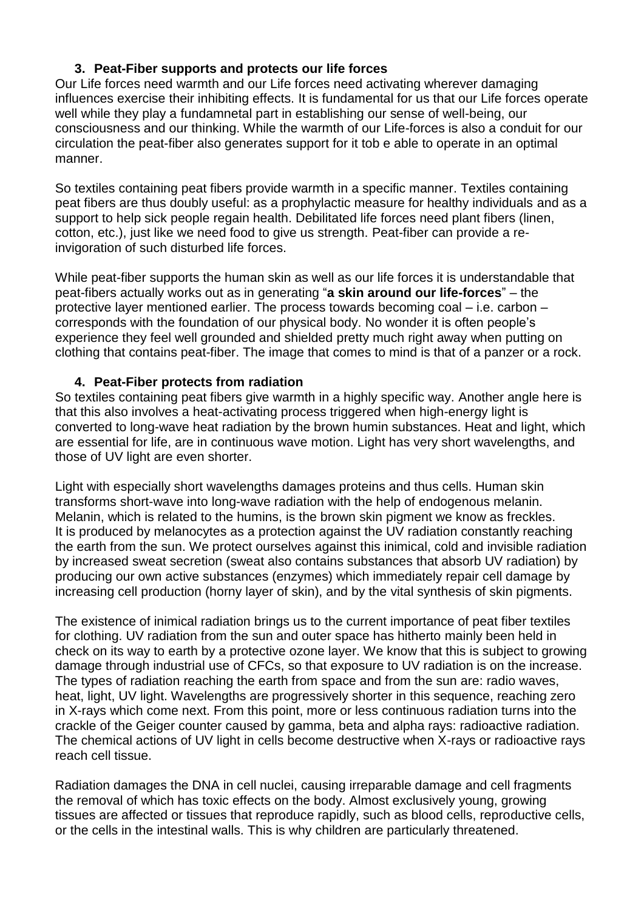3. **Peat-Fiber supports and protects our life forces**

Our Life forces need warmth and our Life forces need activating wherever damaging influences exercise their inhibiting effects. It is fundamental for us that our Life forces operate well while they play a fundamnetal part in establishing our sense of well-being, our consciousness and our thinking. While the warmth of our Life-forces is also a conduit for our circulation the peat-fiber also generates support for it tob e able to operate in an optimal manner.

So textiles containing peat fibers provide warmth in a specific manner. Textiles containing peat fibers are thus doubly useful: as a prophylactic measure for healthy individuals and as a support to help sick people regain health. Debilitated life forces need plant fibers (linen, cotton, etc.), just like we need food to give us strength. Peat-fiber can provide a re-invigoration of such disturbed life forces.

While peat-fiber supports the human skin as well as our life forces it is understandable that peat-fibers actually works out as in generating "**a skin around our life-forces**" – the protective layer mentioned earlier. The process towards becoming coal – i.e. carbon – corresponds with the foundation of our physical body. No wonder it is often people's experience they feel well grounded and shielded pretty much right away when putting on clothing that contains peat-fiber. The image that comes to mind is that of a panzer or a rock.

4. **Peat-Fiber protects from radiation**

So textiles containing peat fibers give warmth in a highly specific way. Another angle here is that this also involves a heat-activating process triggered when high-energy light is converted to long-wave heat radiation by the brown humin substances. Heat and light, which are essential for life, are in continuous wave motion. Light has very short wavelengths, and those of UV light are even shorter.

Light with especially short wavelengths damages proteins and thus cells. Human skin transforms short-wave into long-wave radiation with the help of endogenous melanin. Melanin, which is related to the humins, is the brown skin pigment we know as freckles. It is produced by melanocytes as a protection against the UV radiation constantly reaching the earth from the sun. We protect ourselves against this inimical, cold and invisible radiation by increased sweat secretion (sweat also contains substances that absorb UV radiation) by producing our own active substances (enzymes) which immediately repair cell damage by increasing cell production (horny layer of skin), and by the vital synthesis of skin pigments.

The existence of inimical radiation brings us to the current importance of peat fiber textiles for clothing. UV radiation from the sun and outer space has hitherto mainly been held in check on its way to earth by a protective ozone layer. We know that this is subject to growing damage through industrial use of CFCs, so that exposure to UV radiation is on the increase. The types of radiation reaching the earth from space and from the sun are: radio waves, heat, light, UV light. Wavelengths are progressively shorter in this sequence, reaching zero in X-rays which come next. From this point, more or less continuous radiation turns into the crackle of the Geiger counter caused by gamma, beta and alpha rays: radioactive radiation. The chemical actions of UV light in cells become destructive when X-rays or radioactive rays reach cell tissue.

Radiation damages the DNA in cell nuclei, causing irreparable damage and cell fragments the removal of which has toxic effects on the body. Almost exclusively young, growing tissues are affected or tissues that reproduce rapidly, such as blood cells, reproductive cells, or the cells in the intestinal walls. This is why children are particularly threatened.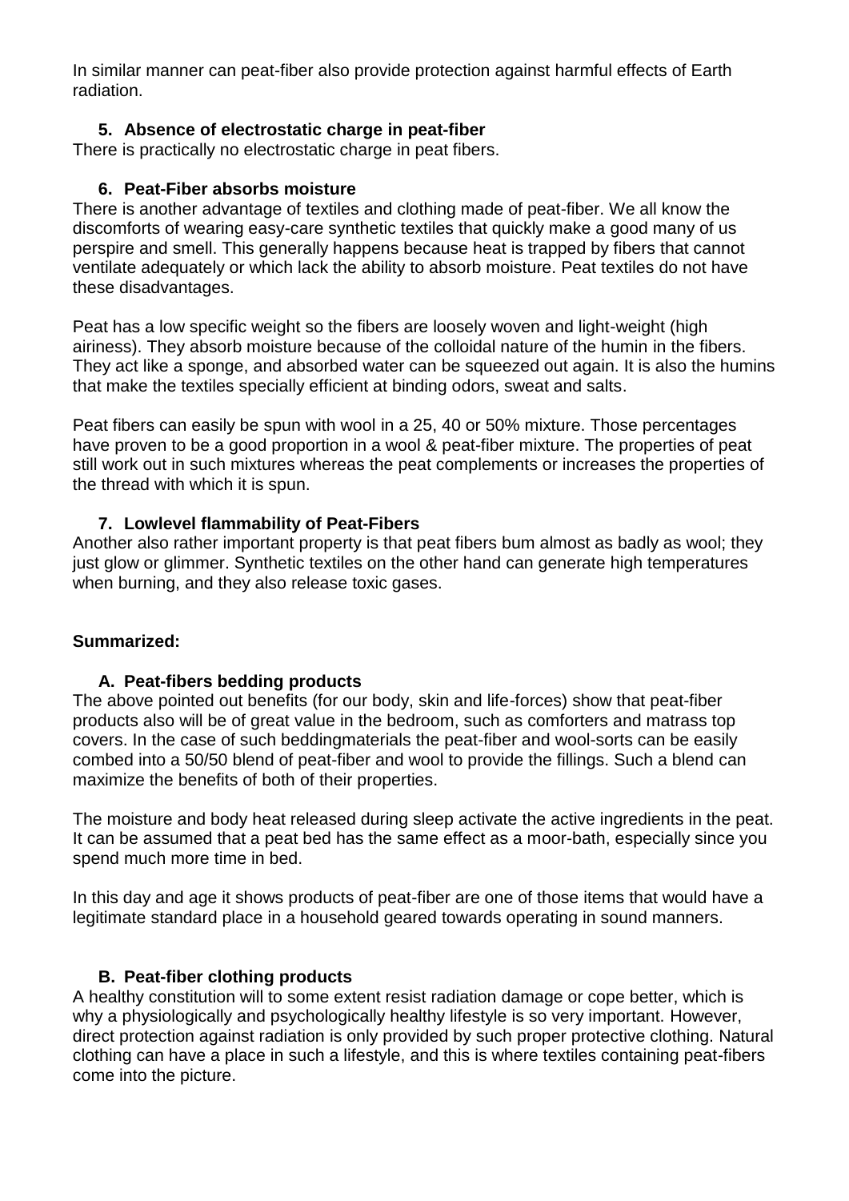In similar manner can peat-fiber also provide protection against harmful effects of Earth radiation.

5. **Absence of electrostatic charge in peat-fiber**

There is practically no electrostatic charge in peat fibers.

6. **Peat-Fiber absorbs moisture**

There is another advantage of textiles and clothing made of peat-fiber. We all know the discomforts of wearing easy-care synthetic textiles that quickly make a good many of us perspire and smell. This generally happens because heat is trapped by fibers that cannot ventilate adequately or which lack the ability to absorb moisture. Peat textiles do not have these disadvantages.

Peat has a low specific weight so the fibers are loosely woven and light-weight (high airiness). They absorb moisture because of the colloidal nature of the humin in the fibers. They act like a sponge, and absorbed water can be squeezed out again. It is also the humins that make the textiles specially efficient at binding odors, sweat and salts.

Peat fibers can easily be spun with wool in a 25, 40 or 50% mixture. Those percentages have proven to be a good proportion in a wool & peat-fiber mixture. The properties of peat still work out in such mixtures whereas the peat complements or increases the properties of the thread with which it is spun.

7. **Lowlevel flammability of Peat-Fibers**

Another also rather important property is that peat fibers bum almost as badly as wool; they just glow or glimmer. Synthetic textiles on the other hand can generate high temperatures when burning, and they also release toxic gases.

**Summarized:**

A. **Peat-fibers bedding products**

The above pointed out benefits (for our body, skin and life-forces) show that peat-fiber products also will be of great value in the bedroom, such as comforters and matrass top covers. In the case of such beddingmaterials the peat-fiber and wool-sorts can be easily combed into a 50/50 blend of peat-fiber and wool to provide the fillings. Such a blend can maximize the benefits of both of their properties.

The moisture and body heat released during sleep activate the active ingredients in the peat. It can be assumed that a peat bed has the same effect as a moor-bath, especially since you spend much more time in bed.

In this day and age it shows products of peat-fiber are one of those items that would have a legitimate standard place in a household geared towards operating in sound manners.

B. **Peat-fiber clothing products**

A healthy constitution will to some extent resist radiation damage or cope better, which is why a physiologically and psychologically healthy lifestyle is so very important. However, direct protection against radiation is only provided by such proper protective clothing. Natural clothing can have a place in such a lifestyle, and this is where textiles containing peat-fibers come into the picture.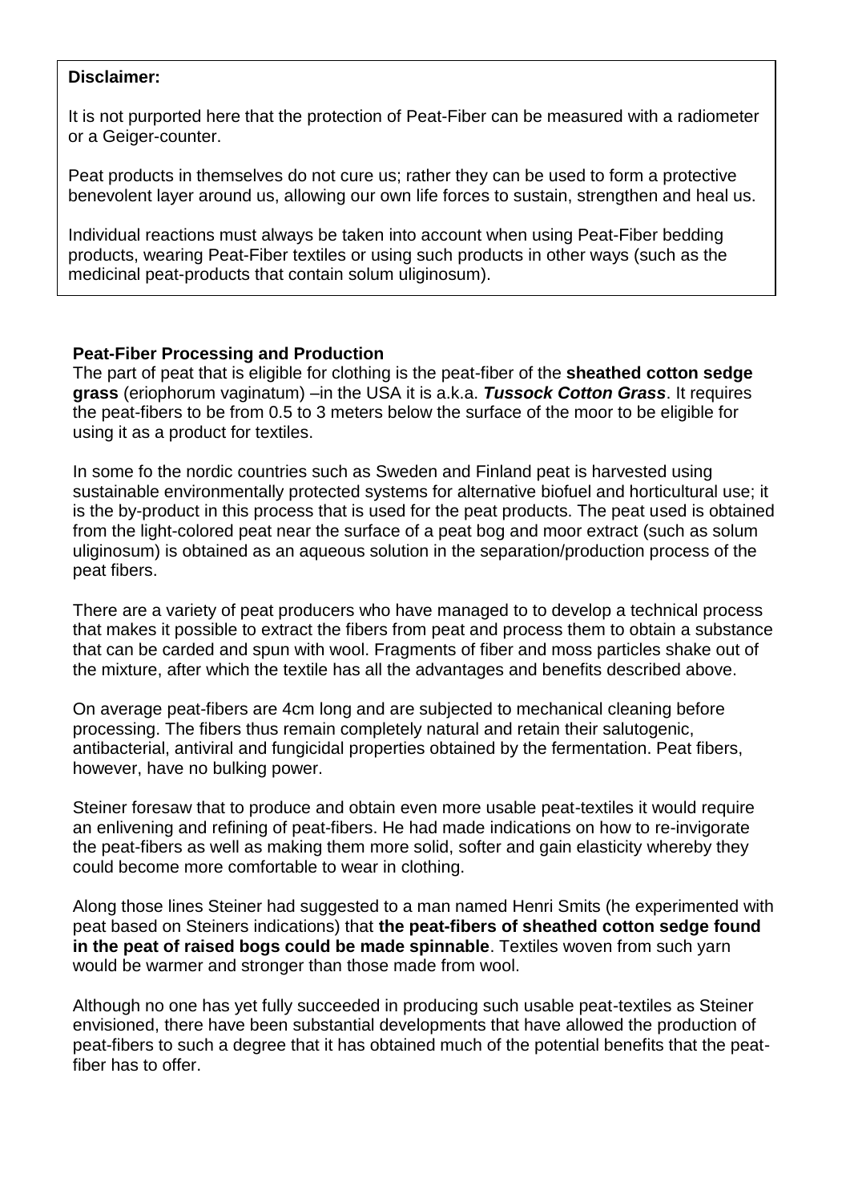**Disclaimer:**

It is not purported here that the protection of Peat-Fiber can be measured with a radiometer or a Geiger-counter.

Peat products in themselves do not cure us; rather they can be used to form a protective benevolent layer around us, allowing our own life forces to sustain, strengthen and heal us.

Individual reactions must always be taken into account when using Peat-Fiber bedding products, wearing Peat-Fiber textiles or using such products in other ways (such as the medicinal peat-products that contain solum uliginosum).

**Peat-Fiber Processing and Production**

The part of peat that is eligible for clothing is the peat-fiber of the **sheathed cotton sedge grass** (eriophorum vaginatum) –in the USA it is a.k.a. ***Tussock Cotton Grass***. It requires the peat-fibers to be from 0.5 to 3 meters below the surface of the moor to be eligible for using it as a product for textiles.

In some fo the nordic countries such as Sweden and Finland peat is harvested using sustainable environmentally protected systems for alternative biofuel and horticultural use; it is the by-product in this process that is used for the peat products. The peat used is obtained from the light-colored peat near the surface of a peat bog and moor extract (such as solum uliginosum) is obtained as an aqueous solution in the separation/production process of the peat fibers.

There are a variety of peat producers who have managed to to develop a technical process that makes it possible to extract the fibers from peat and process them to obtain a substance that can be carded and spun with wool. Fragments of fiber and moss particles shake out of the mixture, after which the textile has all the advantages and benefits described above.

On average peat-fibers are 4cm long and are subjected to mechanical cleaning before processing. The fibers thus remain completely natural and retain their salutogenic, antibacterial, antiviral and fungicidal properties obtained by the fermentation. Peat fibers, however, have no bulking power.

Steiner foresaw that to produce and obtain even more usable peat-textiles it would require an enlivening and refining of peat-fibers. He had made indications on how to re-invigorate the peat-fibers as well as making them more solid, softer and gain elasticity whereby they could become more comfortable to wear in clothing.

Along those lines Steiner had suggested to a man named Henri Smits (he experimented with peat based on Steiners indications) that **the peat-fibers of sheathed cotton sedge found in the peat of raised bogs could be made spinnable**. Textiles woven from such yarn would be warmer and stronger than those made from wool.

Although no one has yet fully succeeded in producing such usable peat-textiles as Steiner envisioned, there have been substantial developments that have allowed the production of peat-fibers to such a degree that it has obtained much of the potential benefits that the peat-fiber has to offer.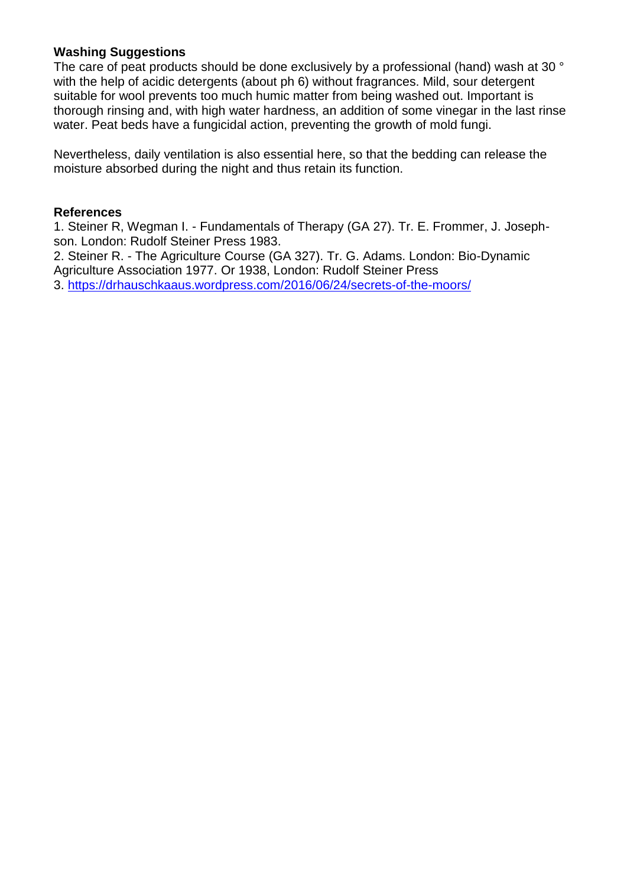## Washing Suggestions

The care of peat products should be done exclusively by a professional (hand) wash at 30 ° with the help of acidic detergents (about ph 6) without fragrances. Mild, sour detergent suitable for wool prevents too much humic matter from being washed out. Important is thorough rinsing and, with high water hardness, an addition of some vinegar in the last rinse water. Peat beds have a fungicidal action, preventing the growth of mold fungi.

Nevertheless, daily ventilation is also essential here, so that the bedding can release the moisture absorbed during the night and thus retain its function.

## References

1. Steiner R, Wegman I. - Fundamentals of Therapy (GA 27). Tr. E. Frommer, J. Josephson. London: Rudolf Steiner Press 1983.
2. Steiner R. - The Agriculture Course (GA 327). Tr. G. Adams. London: Bio-Dynamic Agriculture Association 1977. Or 1938, London: Rudolf Steiner Press
3. https://drhauschkaaus.wordpress.com/2016/06/24/secrets-of-the-moors/